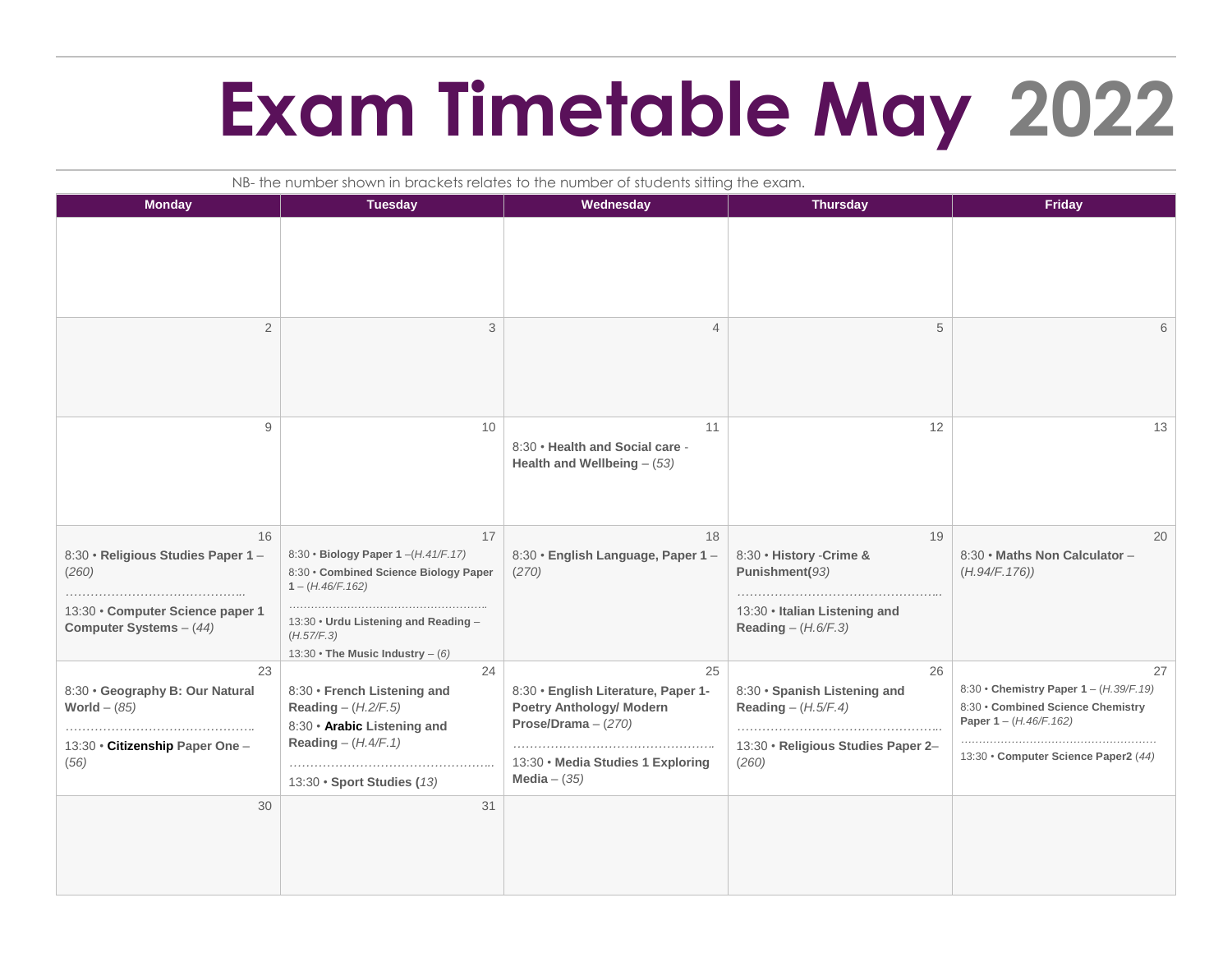# Exam Timetable May 2022

NB- the number shown in brackets relates to the number of students sitting the exam.

| Monday | Tuesday | Wednesday | Thursday | Friday |
|---|---|---|---|---|
| | | | | |
| 2 | 3 | 4 | 5 | 6 |
| 9 | 10 | 11<br>8:30 • **Health and Social care - Health and Wellbeing** – *(53)* | 12 | 13 |
| 16<br>8:30 • **Religious Studies Paper 1** – *(260)*<br>……………………………………..<br>13:30 • **Computer Science paper 1 Computer Systems** – *(44)* | 17<br>8:30 • **Biology Paper 1** –*(H.41/F.17)*<br>8:30 • **Combined Science Biology Paper 1** – *(H.46/F.162)*<br>……………………………………………..<br>13:30 • **Urdu Listening and Reading** – *(H.57/F.3)*<br>13:30 • **The Music Industry** – *(6)* | 18<br>8:30 • **English Language, Paper 1** – *(270)* | 19<br>8:30 • **History -Crime & Punishment***(93)*<br>…………………………………………..<br>13:30 • **Italian Listening and Reading** – *(H.6/F.3)* | 20<br>8:30 • **Maths Non Calculator** – *(H.94/F.176))* |
| 23<br>8:30 • **Geography B: Our Natural World** – *(85)*<br>……………………………………….<br>13:30 • **Citizenship Paper One** – *(56)* | 24<br>8:30 • **French Listening and Reading** – *(H.2/F.5)*<br>8:30 • **Arabic Listening and Reading** – *(H.4/F.1)*<br>………………………………………….<br>13:30 • **Sport Studies (***13***)** | 25<br>8:30 • **English Literature, Paper 1- Poetry Anthology/ Modern Prose/Drama** – *(270)*<br>…………………………………………..<br>13:30 • **Media Studies 1 Exploring Media** – *(35)* | 26<br>8:30 • **Spanish Listening and Reading** – *(H.5/F.4)*<br>…………………………………………..<br>13:30 • **Religious Studies Paper 2**– *(260)* | 27<br>8:30 • **Chemistry Paper 1** – *(H.39/F.19)*<br>8:30 • **Combined Science Chemistry Paper 1** – *(H.46/F.162)*<br>……………………………………………<br>13:30 • **Computer Science Paper2** *(44)* |
| 30 | 31 | | | |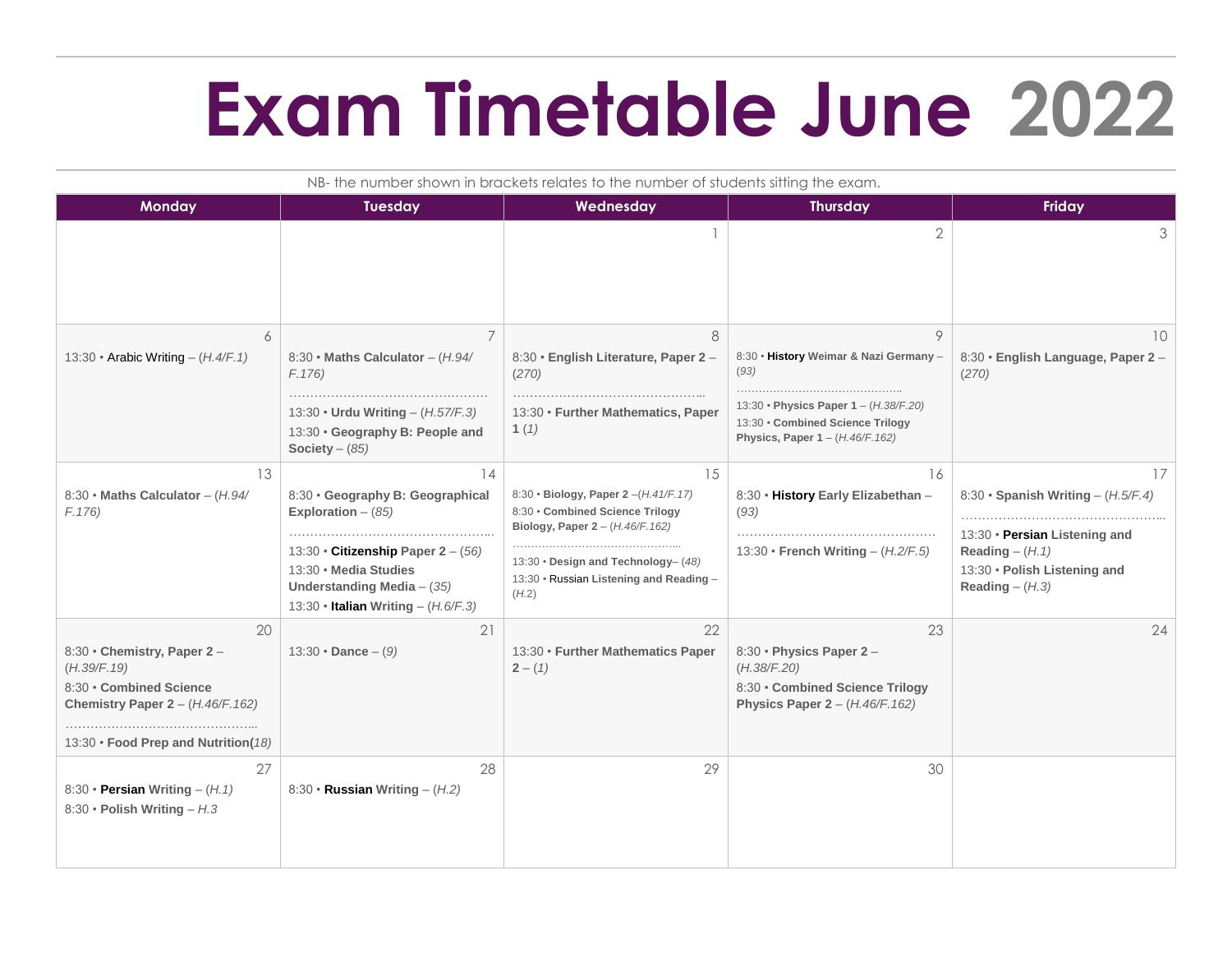# Exam Timetable June 2022

NB- the number shown in brackets relates to the number of students sitting the exam.

| Monday | Tuesday | Wednesday | Thursday | Friday |
|---|---|---|---|---|
| | | 1 | 2 | 3 |
| 6<br>13:30 • Arabic Writing – *(H.4/F.1)* | 7<br>8:30 • **Maths Calculator** – *(H.94/ F.176)*<br>…………………………………………<br>13:30 • **Urdu Writing** – *(H.57/F.3)*<br>13:30 • **Geography B: People and Society** – *(85)* | 8<br>8:30 • **English Literature, Paper 2** – *(270)*<br>………………………………………..<br>13:30 • **Further Mathematics, Paper 1** *(1)* | 9<br>8:30 • **History Weimar & Nazi Germany** – *(93)*<br>……………………………………….<br>13:30 • **Physics Paper 1** – *(H.38/F.20)*<br>13:30 • **Combined Science Trilogy Physics, Paper 1** – *(H.46/F.162)* | 10<br>8:30 • **English Language, Paper 2** – *(270)* |
| 13<br>8:30 • **Maths Calculator** – *(H.94/ F.176)* | 14<br>8:30 • **Geography B: Geographical Exploration** – *(85)*<br>…………………………………………..<br>13:30 • **Citizenship Paper 2** – *(56)*<br>13:30 • **Media Studies Understanding Media** – *(35)*<br>13:30 • **Italian Writing** – *(H.6/F.3)* | 15<br>8:30 • **Biology, Paper 2** –*(H.41/F.17)*<br>8:30 • **Combined Science Trilogy Biology, Paper 2** – *(H.46/F.162)*<br>………………………………………..<br>13:30 • **Design and Technology**– *(48)*<br>13:30 • Russian Listening and Reading – *(H.2)* | 16<br>8:30 • **History Early Elizabethan** – *(93)*<br>…………………………………………<br>13:30 • **French Writing** – *(H.2/F.5)* | 17<br>8:30 • **Spanish Writing** – *(H.5/F.4)*<br>…………………………………………..<br>13:30 • **Persian Listening and Reading** – *(H.1)*<br>13:30 • **Polish Listening and Reading** – *(H.3)* |
| 20<br>8:30 • **Chemistry, Paper 2** – *(H.39/F.19)*<br>8:30 • **Combined Science Chemistry Paper 2** – *(H.46/F.162)*<br>………………………………………..<br>13:30 • **Food Prep and Nutrition***(18)* | 21<br>13:30 • **Dance** – *(9)* | 22<br>13:30 • **Further Mathematics Paper 2** – *(1)* | 23<br>8:30 • **Physics Paper 2** – *(H.38/F.20)*<br>8:30 • **Combined Science Trilogy Physics Paper 2** – *(H.46/F.162)* | 24 |
| 27<br>8:30 • **Persian Writing** – *(H.1)*<br>8:30 • **Polish Writing** – *H.3* | 28<br>8:30 • **Russian Writing** – *(H.2)* | 29 | 30 | |